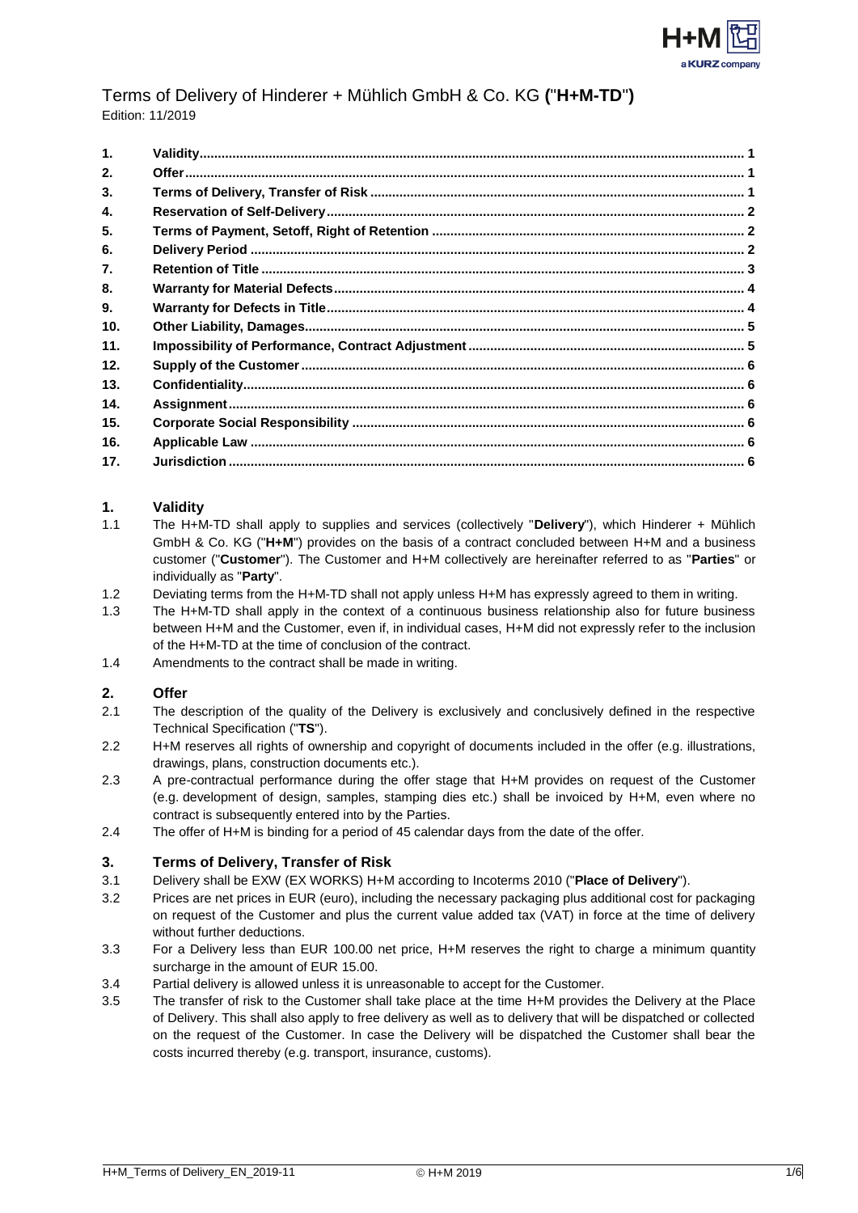# Terms of Delivery of Hinderer + Mühlich GmbH & Co. KG ("H+M-TD")

Edition: 11/2019

| | |
|---|---|
| **1.** | **Validity** ... 1 |
| **2.** | **Offer** ... 1 |
| **3.** | **Terms of Delivery, Transfer of Risk** ... 1 |
| **4.** | **Reservation of Self-Delivery** ... 2 |
| **5.** | **Terms of Payment, Setoff, Right of Retention** ... 2 |
| **6.** | **Delivery Period** ... 2 |
| **7.** | **Retention of Title** ... 3 |
| **8.** | **Warranty for Material Defects** ... 4 |
| **9.** | **Warranty for Defects in Title** ... 4 |
| **10.** | **Other Liability, Damages** ... 5 |
| **11.** | **Impossibility of Performance, Contract Adjustment** ... 5 |
| **12.** | **Supply of the Customer** ... 6 |
| **13.** | **Confidentiality** ... 6 |
| **14.** | **Assignment** ... 6 |
| **15.** | **Corporate Social Responsibility** ... 6 |
| **16.** | **Applicable Law** ... 6 |
| **17.** | **Jurisdiction** ... 6 |

## 1. Validity

1.1 The H+M-TD shall apply to supplies and services (collectively "**Delivery**"), which Hinderer + Mühlich GmbH & Co. KG ("**H+M**") provides on the basis of a contract concluded between H+M and a business customer ("**Customer**"). The Customer and H+M collectively are hereinafter referred to as "**Parties**" or individually as "**Party**".

1.2 Deviating terms from the H+M-TD shall not apply unless H+M has expressly agreed to them in writing.

1.3 The H+M-TD shall apply in the context of a continuous business relationship also for future business between H+M and the Customer, even if, in individual cases, H+M did not expressly refer to the inclusion of the H+M-TD at the time of conclusion of the contract.

1.4 Amendments to the contract shall be made in writing.

## 2. Offer

2.1 The description of the quality of the Delivery is exclusively and conclusively defined in the respective Technical Specification ("**TS**").

2.2 H+M reserves all rights of ownership and copyright of documents included in the offer (e.g. illustrations, drawings, plans, construction documents etc.).

2.3 A pre-contractual performance during the offer stage that H+M provides on request of the Customer (e.g. development of design, samples, stamping dies etc.) shall be invoiced by H+M, even where no contract is subsequently entered into by the Parties.

2.4 The offer of H+M is binding for a period of 45 calendar days from the date of the offer.

## 3. Terms of Delivery, Transfer of Risk

3.1 Delivery shall be EXW (EX WORKS) H+M according to Incoterms 2010 ("**Place of Delivery**").

3.2 Prices are net prices in EUR (euro), including the necessary packaging plus additional cost for packaging on request of the Customer and plus the current value added tax (VAT) in force at the time of delivery without further deductions.

3.3 For a Delivery less than EUR 100.00 net price, H+M reserves the right to charge a minimum quantity surcharge in the amount of EUR 15.00.

3.4 Partial delivery is allowed unless it is unreasonable to accept for the Customer.

3.5 The transfer of risk to the Customer shall take place at the time H+M provides the Delivery at the Place of Delivery. This shall also apply to free delivery as well as to delivery that will be dispatched or collected on the request of the Customer. In case the Delivery will be dispatched the Customer shall bear the costs incurred thereby (e.g. transport, insurance, customs).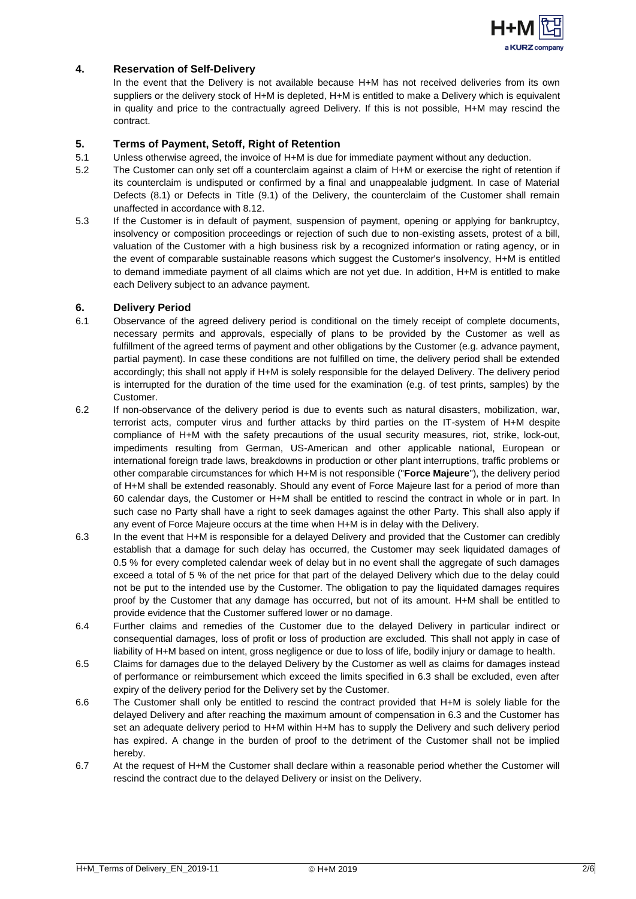## 4. Reservation of Self-Delivery

In the event that the Delivery is not available because H+M has not received deliveries from its own suppliers or the delivery stock of H+M is depleted, H+M is entitled to make a Delivery which is equivalent in quality and price to the contractually agreed Delivery. If this is not possible, H+M may rescind the contract.

## 5. Terms of Payment, Setoff, Right of Retention

5.1 Unless otherwise agreed, the invoice of H+M is due for immediate payment without any deduction.

5.2 The Customer can only set off a counterclaim against a claim of H+M or exercise the right of retention if its counterclaim is undisputed or confirmed by a final and unappealable judgment. In case of Material Defects (8.1) or Defects in Title (9.1) of the Delivery, the counterclaim of the Customer shall remain unaffected in accordance with 8.12.

5.3 If the Customer is in default of payment, suspension of payment, opening or applying for bankruptcy, insolvency or composition proceedings or rejection of such due to non-existing assets, protest of a bill, valuation of the Customer with a high business risk by a recognized information or rating agency, or in the event of comparable sustainable reasons which suggest the Customer's insolvency, H+M is entitled to demand immediate payment of all claims which are not yet due. In addition, H+M is entitled to make each Delivery subject to an advance payment.

## 6. Delivery Period

6.1 Observance of the agreed delivery period is conditional on the timely receipt of complete documents, necessary permits and approvals, especially of plans to be provided by the Customer as well as fulfillment of the agreed terms of payment and other obligations by the Customer (e.g. advance payment, partial payment). In case these conditions are not fulfilled on time, the delivery period shall be extended accordingly; this shall not apply if H+M is solely responsible for the delayed Delivery. The delivery period is interrupted for the duration of the time used for the examination (e.g. of test prints, samples) by the Customer.

6.2 If non-observance of the delivery period is due to events such as natural disasters, mobilization, war, terrorist acts, computer virus and further attacks by third parties on the IT-system of H+M despite compliance of H+M with the safety precautions of the usual security measures, riot, strike, lock-out, impediments resulting from German, US-American and other applicable national, European or international foreign trade laws, breakdowns in production or other plant interruptions, traffic problems or other comparable circumstances for which H+M is not responsible ("**Force Majeure**"), the delivery period of H+M shall be extended reasonably. Should any event of Force Majeure last for a period of more than 60 calendar days, the Customer or H+M shall be entitled to rescind the contract in whole or in part. In such case no Party shall have a right to seek damages against the other Party. This shall also apply if any event of Force Majeure occurs at the time when H+M is in delay with the Delivery.

6.3 In the event that H+M is responsible for a delayed Delivery and provided that the Customer can credibly establish that a damage for such delay has occurred, the Customer may seek liquidated damages of 0.5 % for every completed calendar week of delay but in no event shall the aggregate of such damages exceed a total of 5 % of the net price for that part of the delayed Delivery which due to the delay could not be put to the intended use by the Customer. The obligation to pay the liquidated damages requires proof by the Customer that any damage has occurred, but not of its amount. H+M shall be entitled to provide evidence that the Customer suffered lower or no damage.

6.4 Further claims and remedies of the Customer due to the delayed Delivery in particular indirect or consequential damages, loss of profit or loss of production are excluded. This shall not apply in case of liability of H+M based on intent, gross negligence or due to loss of life, bodily injury or damage to health.

6.5 Claims for damages due to the delayed Delivery by the Customer as well as claims for damages instead of performance or reimbursement which exceed the limits specified in 6.3 shall be excluded, even after expiry of the delivery period for the Delivery set by the Customer.

6.6 The Customer shall only be entitled to rescind the contract provided that H+M is solely liable for the delayed Delivery and after reaching the maximum amount of compensation in 6.3 and the Customer has set an adequate delivery period to H+M within H+M has to supply the Delivery and such delivery period has expired. A change in the burden of proof to the detriment of the Customer shall not be implied hereby.

6.7 At the request of H+M the Customer shall declare within a reasonable period whether the Customer will rescind the contract due to the delayed Delivery or insist on the Delivery.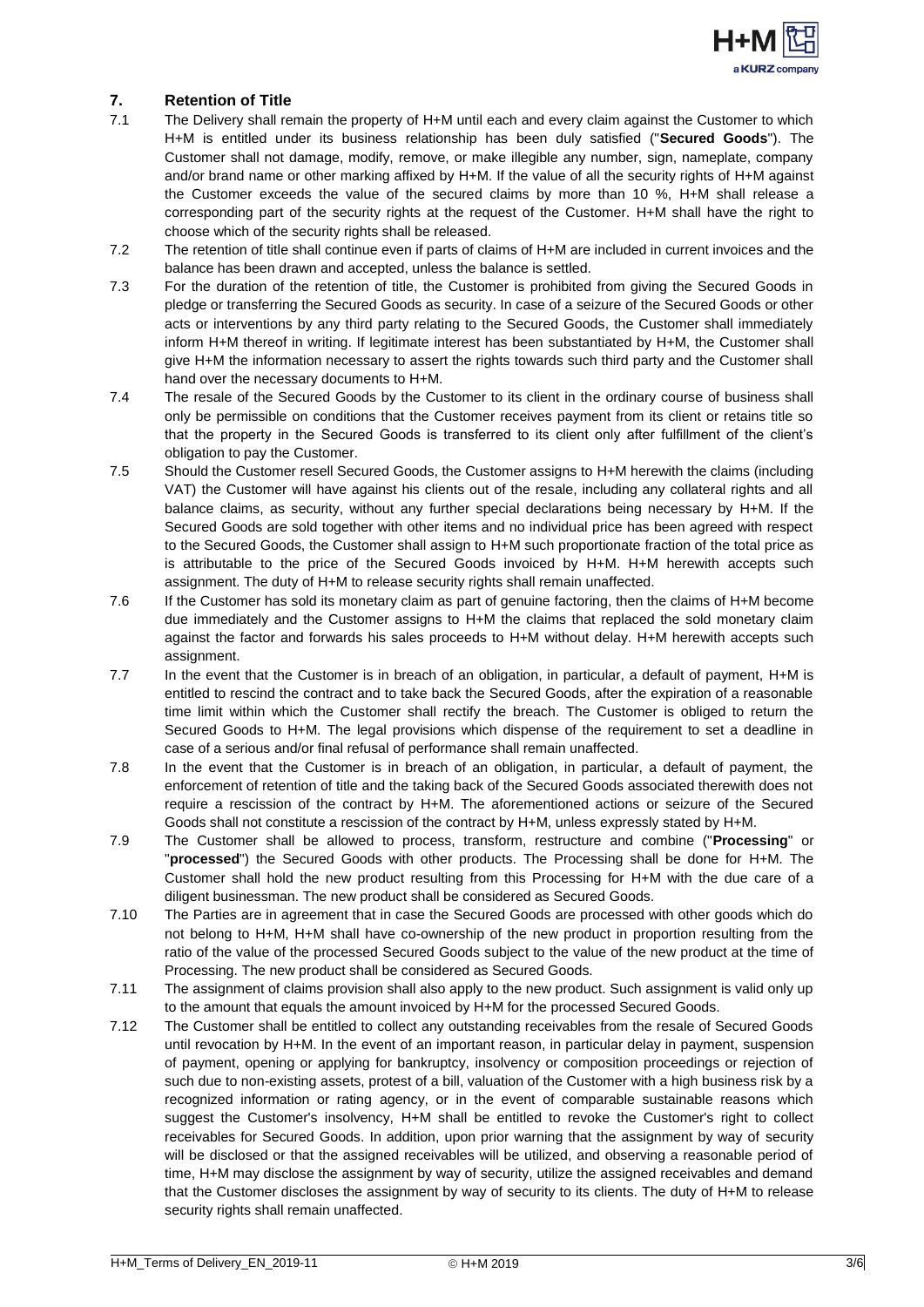## 7. Retention of Title

7.1 The Delivery shall remain the property of H+M until each and every claim against the Customer to which H+M is entitled under its business relationship has been duly satisfied ("**Secured Goods**"). The Customer shall not damage, modify, remove, or make illegible any number, sign, nameplate, company and/or brand name or other marking affixed by H+M. If the value of all the security rights of H+M against the Customer exceeds the value of the secured claims by more than 10 %, H+M shall release a corresponding part of the security rights at the request of the Customer. H+M shall have the right to choose which of the security rights shall be released.

7.2 The retention of title shall continue even if parts of claims of H+M are included in current invoices and the balance has been drawn and accepted, unless the balance is settled.

7.3 For the duration of the retention of title, the Customer is prohibited from giving the Secured Goods in pledge or transferring the Secured Goods as security. In case of a seizure of the Secured Goods or other acts or interventions by any third party relating to the Secured Goods, the Customer shall immediately inform H+M thereof in writing. If legitimate interest has been substantiated by H+M, the Customer shall give H+M the information necessary to assert the rights towards such third party and the Customer shall hand over the necessary documents to H+M.

7.4 The resale of the Secured Goods by the Customer to its client in the ordinary course of business shall only be permissible on conditions that the Customer receives payment from its client or retains title so that the property in the Secured Goods is transferred to its client only after fulfillment of the client's obligation to pay the Customer.

7.5 Should the Customer resell Secured Goods, the Customer assigns to H+M herewith the claims (including VAT) the Customer will have against his clients out of the resale, including any collateral rights and all balance claims, as security, without any further special declarations being necessary by H+M. If the Secured Goods are sold together with other items and no individual price has been agreed with respect to the Secured Goods, the Customer shall assign to H+M such proportionate fraction of the total price as is attributable to the price of the Secured Goods invoiced by H+M. H+M herewith accepts such assignment. The duty of H+M to release security rights shall remain unaffected.

7.6 If the Customer has sold its monetary claim as part of genuine factoring, then the claims of H+M become due immediately and the Customer assigns to H+M the claims that replaced the sold monetary claim against the factor and forwards his sales proceeds to H+M without delay. H+M herewith accepts such assignment.

7.7 In the event that the Customer is in breach of an obligation, in particular, a default of payment, H+M is entitled to rescind the contract and to take back the Secured Goods, after the expiration of a reasonable time limit within which the Customer shall rectify the breach. The Customer is obliged to return the Secured Goods to H+M. The legal provisions which dispense of the requirement to set a deadline in case of a serious and/or final refusal of performance shall remain unaffected.

7.8 In the event that the Customer is in breach of an obligation, in particular, a default of payment, the enforcement of retention of title and the taking back of the Secured Goods associated therewith does not require a rescission of the contract by H+M. The aforementioned actions or seizure of the Secured Goods shall not constitute a rescission of the contract by H+M, unless expressly stated by H+M.

7.9 The Customer shall be allowed to process, transform, restructure and combine ("**Processing**" or "**processed**") the Secured Goods with other products. The Processing shall be done for H+M. The Customer shall hold the new product resulting from this Processing for H+M with the due care of a diligent businessman. The new product shall be considered as Secured Goods.

7.10 The Parties are in agreement that in case the Secured Goods are processed with other goods which do not belong to H+M, H+M shall have co-ownership of the new product in proportion resulting from the ratio of the value of the processed Secured Goods subject to the value of the new product at the time of Processing. The new product shall be considered as Secured Goods.

7.11 The assignment of claims provision shall also apply to the new product. Such assignment is valid only up to the amount that equals the amount invoiced by H+M for the processed Secured Goods.

7.12 The Customer shall be entitled to collect any outstanding receivables from the resale of Secured Goods until revocation by H+M. In the event of an important reason, in particular delay in payment, suspension of payment, opening or applying for bankruptcy, insolvency or composition proceedings or rejection of such due to non-existing assets, protest of a bill, valuation of the Customer with a high business risk by a recognized information or rating agency, or in the event of comparable sustainable reasons which suggest the Customer's insolvency, H+M shall be entitled to revoke the Customer's right to collect receivables for Secured Goods. In addition, upon prior warning that the assignment by way of security will be disclosed or that the assigned receivables will be utilized, and observing a reasonable period of time, H+M may disclose the assignment by way of security, utilize the assigned receivables and demand that the Customer discloses the assignment by way of security to its clients. The duty of H+M to release security rights shall remain unaffected.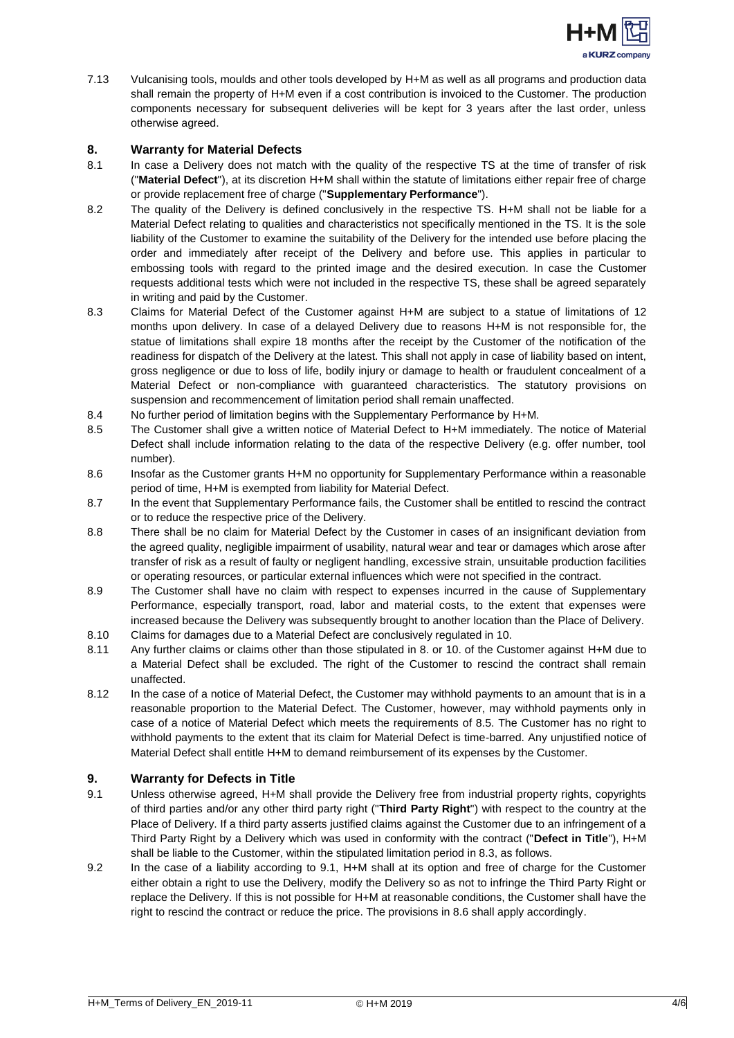7.13 Vulcanising tools, moulds and other tools developed by H+M as well as all programs and production data shall remain the property of H+M even if a cost contribution is invoiced to the Customer. The production components necessary for subsequent deliveries will be kept for 3 years after the last order, unless otherwise agreed.

## 8. Warranty for Material Defects

8.1 In case a Delivery does not match with the quality of the respective TS at the time of transfer of risk ("**Material Defect**"), at its discretion H+M shall within the statute of limitations either repair free of charge or provide replacement free of charge ("**Supplementary Performance**").

8.2 The quality of the Delivery is defined conclusively in the respective TS. H+M shall not be liable for a Material Defect relating to qualities and characteristics not specifically mentioned in the TS. It is the sole liability of the Customer to examine the suitability of the Delivery for the intended use before placing the order and immediately after receipt of the Delivery and before use. This applies in particular to embossing tools with regard to the printed image and the desired execution. In case the Customer requests additional tests which were not included in the respective TS, these shall be agreed separately in writing and paid by the Customer.

8.3 Claims for Material Defect of the Customer against H+M are subject to a statue of limitations of 12 months upon delivery. In case of a delayed Delivery due to reasons H+M is not responsible for, the statue of limitations shall expire 18 months after the receipt by the Customer of the notification of the readiness for dispatch of the Delivery at the latest. This shall not apply in case of liability based on intent, gross negligence or due to loss of life, bodily injury or damage to health or fraudulent concealment of a Material Defect or non-compliance with guaranteed characteristics. The statutory provisions on suspension and recommencement of limitation period shall remain unaffected.

8.4 No further period of limitation begins with the Supplementary Performance by H+M.

8.5 The Customer shall give a written notice of Material Defect to H+M immediately. The notice of Material Defect shall include information relating to the data of the respective Delivery (e.g. offer number, tool number).

8.6 Insofar as the Customer grants H+M no opportunity for Supplementary Performance within a reasonable period of time, H+M is exempted from liability for Material Defect.

8.7 In the event that Supplementary Performance fails, the Customer shall be entitled to rescind the contract or to reduce the respective price of the Delivery.

8.8 There shall be no claim for Material Defect by the Customer in cases of an insignificant deviation from the agreed quality, negligible impairment of usability, natural wear and tear or damages which arose after transfer of risk as a result of faulty or negligent handling, excessive strain, unsuitable production facilities or operating resources, or particular external influences which were not specified in the contract.

8.9 The Customer shall have no claim with respect to expenses incurred in the cause of Supplementary Performance, especially transport, road, labor and material costs, to the extent that expenses were increased because the Delivery was subsequently brought to another location than the Place of Delivery.

8.10 Claims for damages due to a Material Defect are conclusively regulated in 10.

8.11 Any further claims or claims other than those stipulated in 8. or 10. of the Customer against H+M due to a Material Defect shall be excluded. The right of the Customer to rescind the contract shall remain unaffected.

8.12 In the case of a notice of Material Defect, the Customer may withhold payments to an amount that is in a reasonable proportion to the Material Defect. The Customer, however, may withhold payments only in case of a notice of Material Defect which meets the requirements of 8.5. The Customer has no right to withhold payments to the extent that its claim for Material Defect is time-barred. Any unjustified notice of Material Defect shall entitle H+M to demand reimbursement of its expenses by the Customer.

## 9. Warranty for Defects in Title

9.1 Unless otherwise agreed, H+M shall provide the Delivery free from industrial property rights, copyrights of third parties and/or any other third party right ("**Third Party Right**") with respect to the country at the Place of Delivery. If a third party asserts justified claims against the Customer due to an infringement of a Third Party Right by a Delivery which was used in conformity with the contract ("**Defect in Title**"), H+M shall be liable to the Customer, within the stipulated limitation period in 8.3, as follows.

9.2 In the case of a liability according to 9.1, H+M shall at its option and free of charge for the Customer either obtain a right to use the Delivery, modify the Delivery so as not to infringe the Third Party Right or replace the Delivery. If this is not possible for H+M at reasonable conditions, the Customer shall have the right to rescind the contract or reduce the price. The provisions in 8.6 shall apply accordingly.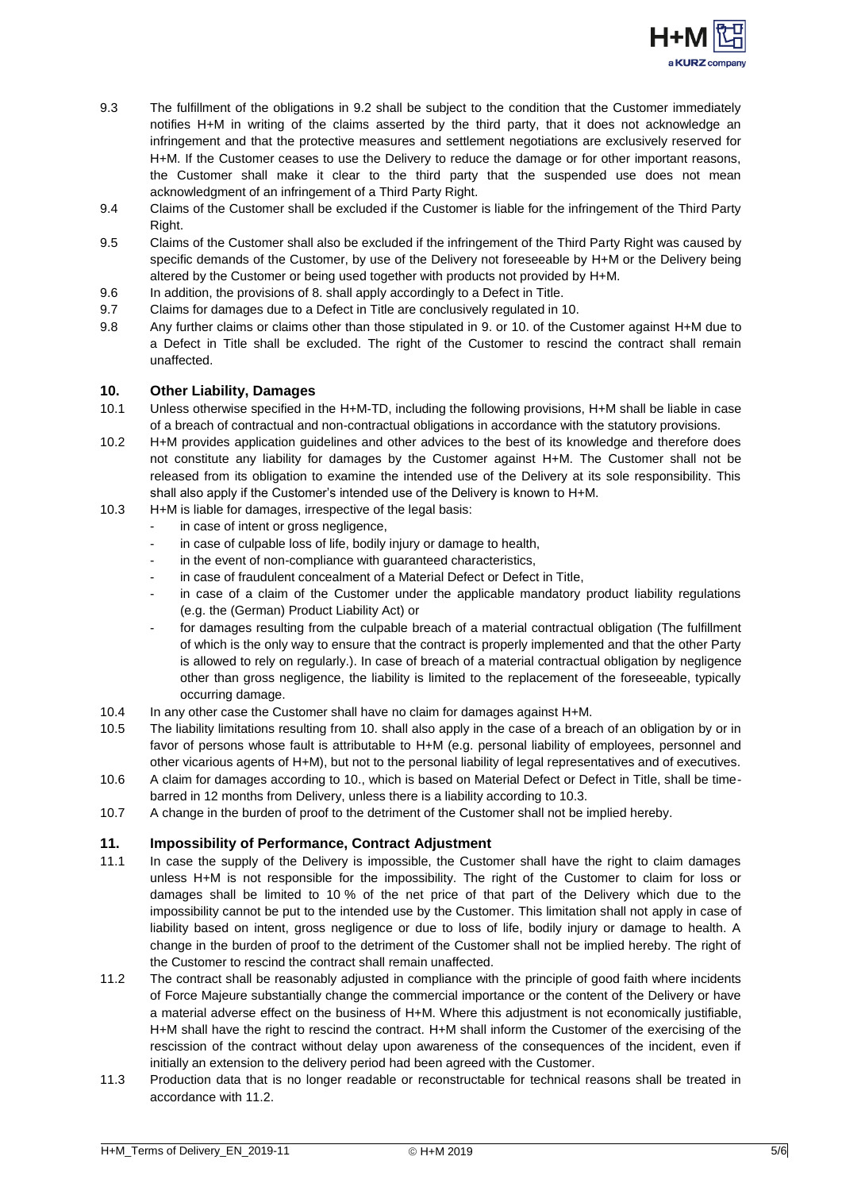9.3 The fulfillment of the obligations in 9.2 shall be subject to the condition that the Customer immediately notifies H+M in writing of the claims asserted by the third party, that it does not acknowledge an infringement and that the protective measures and settlement negotiations are exclusively reserved for H+M. If the Customer ceases to use the Delivery to reduce the damage or for other important reasons, the Customer shall make it clear to the third party that the suspended use does not mean acknowledgment of an infringement of a Third Party Right.

9.4 Claims of the Customer shall be excluded if the Customer is liable for the infringement of the Third Party Right.

9.5 Claims of the Customer shall also be excluded if the infringement of the Third Party Right was caused by specific demands of the Customer, by use of the Delivery not foreseeable by H+M or the Delivery being altered by the Customer or being used together with products not provided by H+M.

9.6 In addition, the provisions of 8. shall apply accordingly to a Defect in Title.

9.7 Claims for damages due to a Defect in Title are conclusively regulated in 10.

9.8 Any further claims or claims other than those stipulated in 9. or 10. of the Customer against H+M due to a Defect in Title shall be excluded. The right of the Customer to rescind the contract shall remain unaffected.

## 10. Other Liability, Damages

10.1 Unless otherwise specified in the H+M-TD, including the following provisions, H+M shall be liable in case of a breach of contractual and non-contractual obligations in accordance with the statutory provisions.

10.2 H+M provides application guidelines and other advices to the best of its knowledge and therefore does not constitute any liability for damages by the Customer against H+M. The Customer shall not be released from its obligation to examine the intended use of the Delivery at its sole responsibility. This shall also apply if the Customer's intended use of the Delivery is known to H+M.

10.3 H+M is liable for damages, irrespective of the legal basis:

- in case of intent or gross negligence,
- in case of culpable loss of life, bodily injury or damage to health,
- in the event of non-compliance with guaranteed characteristics,
- in case of fraudulent concealment of a Material Defect or Defect in Title,
- in case of a claim of the Customer under the applicable mandatory product liability regulations (e.g. the (German) Product Liability Act) or
- for damages resulting from the culpable breach of a material contractual obligation (The fulfillment of which is the only way to ensure that the contract is properly implemented and that the other Party is allowed to rely on regularly.). In case of breach of a material contractual obligation by negligence other than gross negligence, the liability is limited to the replacement of the foreseeable, typically occurring damage.

10.4 In any other case the Customer shall have no claim for damages against H+M.

10.5 The liability limitations resulting from 10. shall also apply in the case of a breach of an obligation by or in favor of persons whose fault is attributable to H+M (e.g. personal liability of employees, personnel and other vicarious agents of H+M), but not to the personal liability of legal representatives and of executives.

10.6 A claim for damages according to 10., which is based on Material Defect or Defect in Title, shall be time-barred in 12 months from Delivery, unless there is a liability according to 10.3.

10.7 A change in the burden of proof to the detriment of the Customer shall not be implied hereby.

## 11. Impossibility of Performance, Contract Adjustment

11.1 In case the supply of the Delivery is impossible, the Customer shall have the right to claim damages unless H+M is not responsible for the impossibility. The right of the Customer to claim for loss or damages shall be limited to 10 % of the net price of that part of the Delivery which due to the impossibility cannot be put to the intended use by the Customer. This limitation shall not apply in case of liability based on intent, gross negligence or due to loss of life, bodily injury or damage to health. A change in the burden of proof to the detriment of the Customer shall not be implied hereby. The right of the Customer to rescind the contract shall remain unaffected.

11.2 The contract shall be reasonably adjusted in compliance with the principle of good faith where incidents of Force Majeure substantially change the commercial importance or the content of the Delivery or have a material adverse effect on the business of H+M. Where this adjustment is not economically justifiable, H+M shall have the right to rescind the contract. H+M shall inform the Customer of the exercising of the rescission of the contract without delay upon awareness of the consequences of the incident, even if initially an extension to the delivery period had been agreed with the Customer.

11.3 Production data that is no longer readable or reconstructable for technical reasons shall be treated in accordance with 11.2.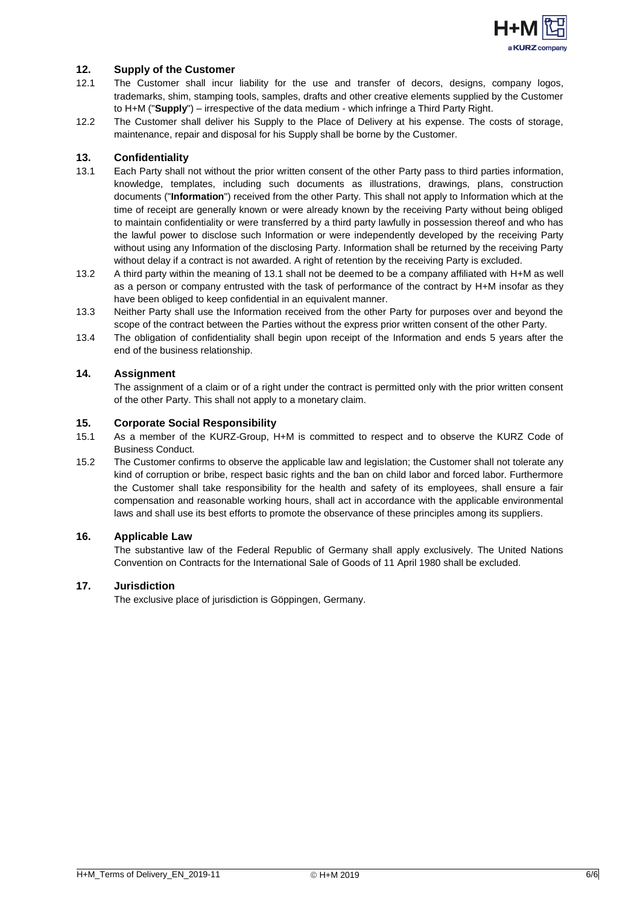## 12. Supply of the Customer

12.1 The Customer shall incur liability for the use and transfer of decors, designs, company logos, trademarks, shim, stamping tools, samples, drafts and other creative elements supplied by the Customer to H+M ("**Supply**") – irrespective of the data medium - which infringe a Third Party Right.

12.2 The Customer shall deliver his Supply to the Place of Delivery at his expense. The costs of storage, maintenance, repair and disposal for his Supply shall be borne by the Customer.

## 13. Confidentiality

13.1 Each Party shall not without the prior written consent of the other Party pass to third parties information, knowledge, templates, including such documents as illustrations, drawings, plans, construction documents ("**Information**") received from the other Party. This shall not apply to Information which at the time of receipt are generally known or were already known by the receiving Party without being obliged to maintain confidentiality or were transferred by a third party lawfully in possession thereof and who has the lawful power to disclose such Information or were independently developed by the receiving Party without using any Information of the disclosing Party. Information shall be returned by the receiving Party without delay if a contract is not awarded. A right of retention by the receiving Party is excluded.

13.2 A third party within the meaning of 13.1 shall not be deemed to be a company affiliated with H+M as well as a person or company entrusted with the task of performance of the contract by H+M insofar as they have been obliged to keep confidential in an equivalent manner.

13.3 Neither Party shall use the Information received from the other Party for purposes over and beyond the scope of the contract between the Parties without the express prior written consent of the other Party.

13.4 The obligation of confidentiality shall begin upon receipt of the Information and ends 5 years after the end of the business relationship.

## 14. Assignment

The assignment of a claim or of a right under the contract is permitted only with the prior written consent of the other Party. This shall not apply to a monetary claim.

## 15. Corporate Social Responsibility

15.1 As a member of the KURZ-Group, H+M is committed to respect and to observe the KURZ Code of Business Conduct.

15.2 The Customer confirms to observe the applicable law and legislation; the Customer shall not tolerate any kind of corruption or bribe, respect basic rights and the ban on child labor and forced labor. Furthermore the Customer shall take responsibility for the health and safety of its employees, shall ensure a fair compensation and reasonable working hours, shall act in accordance with the applicable environmental laws and shall use its best efforts to promote the observance of these principles among its suppliers.

## 16. Applicable Law

The substantive law of the Federal Republic of Germany shall apply exclusively. The United Nations Convention on Contracts for the International Sale of Goods of 11 April 1980 shall be excluded.

## 17. Jurisdiction

The exclusive place of jurisdiction is Göppingen, Germany.